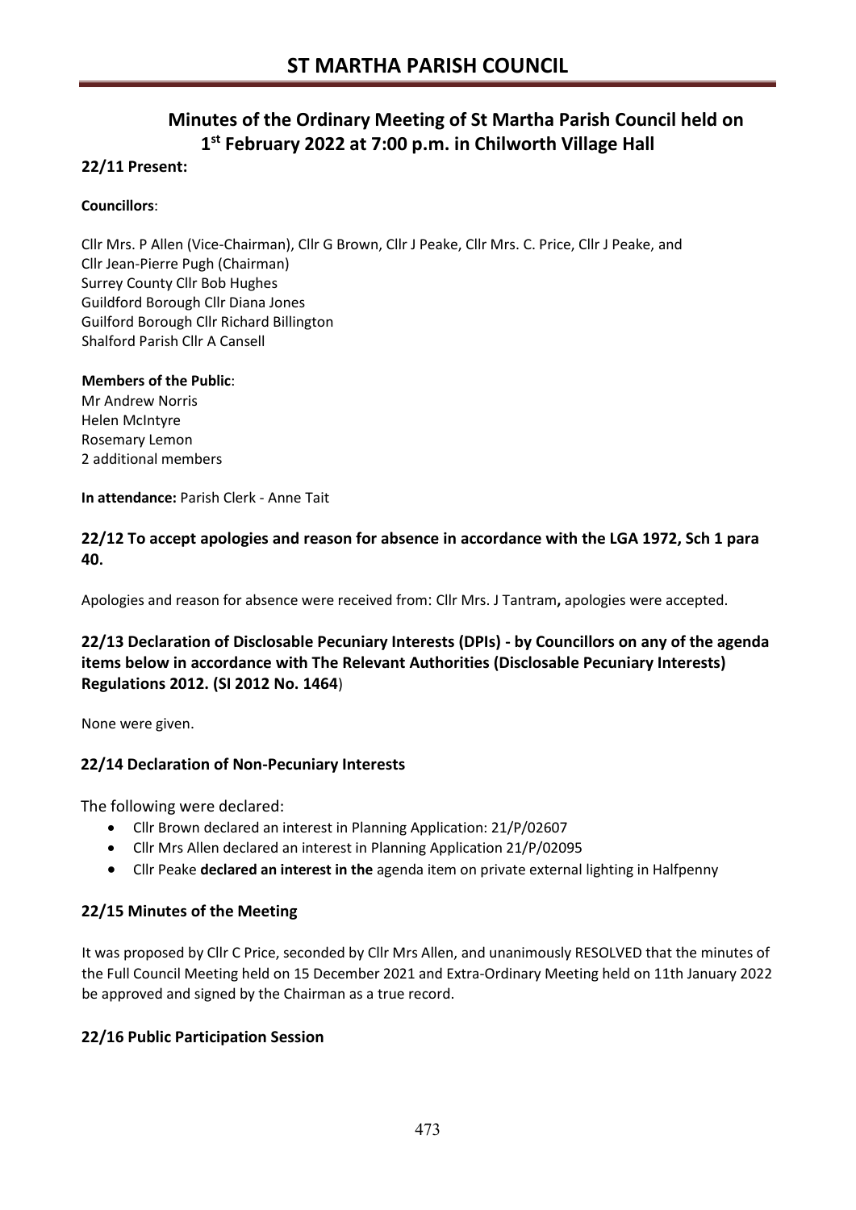// ST MARTHA PARISH COUNCIL

## Minutes of the Ordinary Meeting of St Martha Parish Council held on 1st February 2022 at 7:00 p.m. in Chilworth Village Hall

### 22/11 Present:

**Councillors**:

Cllr Mrs. P Allen (Vice-Chairman), Cllr G Brown, Cllr J Peake, Cllr Mrs. C. Price, Cllr J Peake, and Cllr Jean-Pierre Pugh (Chairman)
Surrey County Cllr Bob Hughes
Guildford Borough Cllr Diana Jones
Guilford Borough Cllr Richard Billington
Shalford Parish Cllr A Cansell

**Members of the Public**:
Mr Andrew Norris
Helen McIntyre
Rosemary Lemon
2 additional members

**In attendance:** Parish Clerk - Anne Tait

### 22/12 To accept apologies and reason for absence in accordance with the LGA 1972, Sch 1 para 40.

Apologies and reason for absence were received from: Cllr Mrs. J Tantram**,** apologies were accepted.

### 22/13 Declaration of Disclosable Pecuniary Interests (DPIs) - by Councillors on any of the agenda items below in accordance with The Relevant Authorities (Disclosable Pecuniary Interests) Regulations 2012. (SI 2012 No. 1464)

None were given.

### 22/14 Declaration of Non-Pecuniary Interests

The following were declared:

- Cllr Brown declared an interest in Planning Application: 21/P/02607
- Cllr Mrs Allen declared an interest in Planning Application 21/P/02095
- Cllr Peake **declared an interest in the** agenda item on private external lighting in Halfpenny

### 22/15 Minutes of the Meeting

It was proposed by Cllr C Price, seconded by Cllr Mrs Allen, and unanimously RESOLVED that the minutes of the Full Council Meeting held on 15 December 2021 and Extra-Ordinary Meeting held on 11th January 2022 be approved and signed by the Chairman as a true record.

### 22/16 Public Participation Session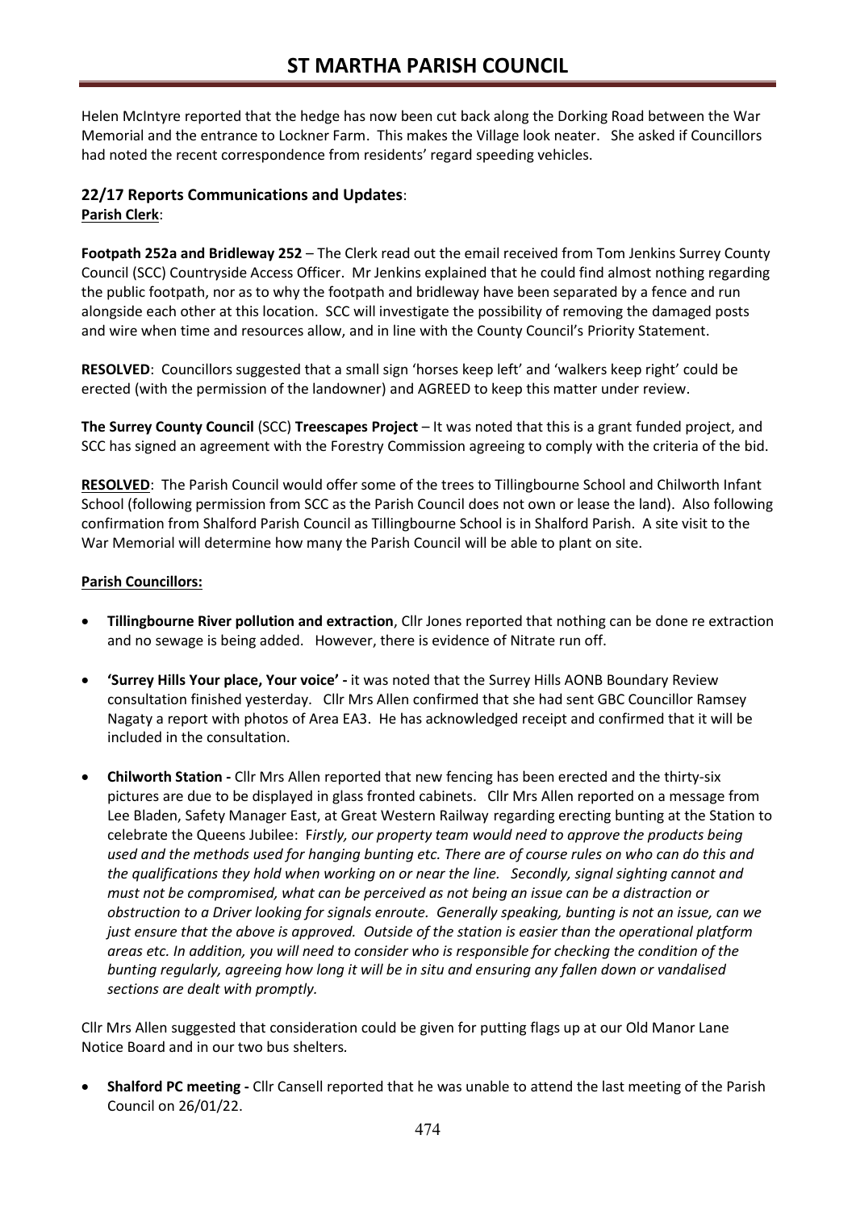Helen McIntyre reported that the hedge has now been cut back along the Dorking Road between the War Memorial and the entrance to Lockner Farm. This makes the Village look neater. She asked if Councillors had noted the recent correspondence from residents' regard speeding vehicles.

## 22/17 Reports Communications and Updates:

**Parish Clerk**:

**Footpath 252a and Bridleway 252** – The Clerk read out the email received from Tom Jenkins Surrey County Council (SCC) Countryside Access Officer. Mr Jenkins explained that he could find almost nothing regarding the public footpath, nor as to why the footpath and bridleway have been separated by a fence and run alongside each other at this location. SCC will investigate the possibility of removing the damaged posts and wire when time and resources allow, and in line with the County Council's Priority Statement.

**RESOLVED**: Councillors suggested that a small sign 'horses keep left' and 'walkers keep right' could be erected (with the permission of the landowner) and AGREED to keep this matter under review.

**The Surrey County Council** (SCC) **Treescapes Project** – It was noted that this is a grant funded project, and SCC has signed an agreement with the Forestry Commission agreeing to comply with the criteria of the bid.

**RESOLVED**: The Parish Council would offer some of the trees to Tillingbourne School and Chilworth Infant School (following permission from SCC as the Parish Council does not own or lease the land). Also following confirmation from Shalford Parish Council as Tillingbourne School is in Shalford Parish. A site visit to the War Memorial will determine how many the Parish Council will be able to plant on site.

**Parish Councillors:**

- **Tillingbourne River pollution and extraction**, Cllr Jones reported that nothing can be done re extraction and no sewage is being added. However, there is evidence of Nitrate run off.
- **'Surrey Hills Your place, Your voice' -** it was noted that the Surrey Hills AONB Boundary Review consultation finished yesterday. Cllr Mrs Allen confirmed that she had sent GBC Councillor Ramsey Nagaty a report with photos of Area EA3. He has acknowledged receipt and confirmed that it will be included in the consultation.
- **Chilworth Station -** Cllr Mrs Allen reported that new fencing has been erected and the thirty-six pictures are due to be displayed in glass fronted cabinets. Cllr Mrs Allen reported on a message from Lee Bladen, Safety Manager East, at Great Western Railway regarding erecting bunting at the Station to celebrate the Queens Jubilee: F*irstly, our property team would need to approve the products being used and the methods used for hanging bunting etc. There are of course rules on who can do this and the qualifications they hold when working on or near the line. Secondly, signal sighting cannot and must not be compromised, what can be perceived as not being an issue can be a distraction or obstruction to a Driver looking for signals enroute. Generally speaking, bunting is not an issue, can we just ensure that the above is approved. Outside of the station is easier than the operational platform areas etc. In addition, you will need to consider who is responsible for checking the condition of the bunting regularly, agreeing how long it will be in situ and ensuring any fallen down or vandalised sections are dealt with promptly.*

Cllr Mrs Allen suggested that consideration could be given for putting flags up at our Old Manor Lane Notice Board and in our two bus shelters*.*

- **Shalford PC meeting -** Cllr Cansell reported that he was unable to attend the last meeting of the Parish Council on 26/01/22.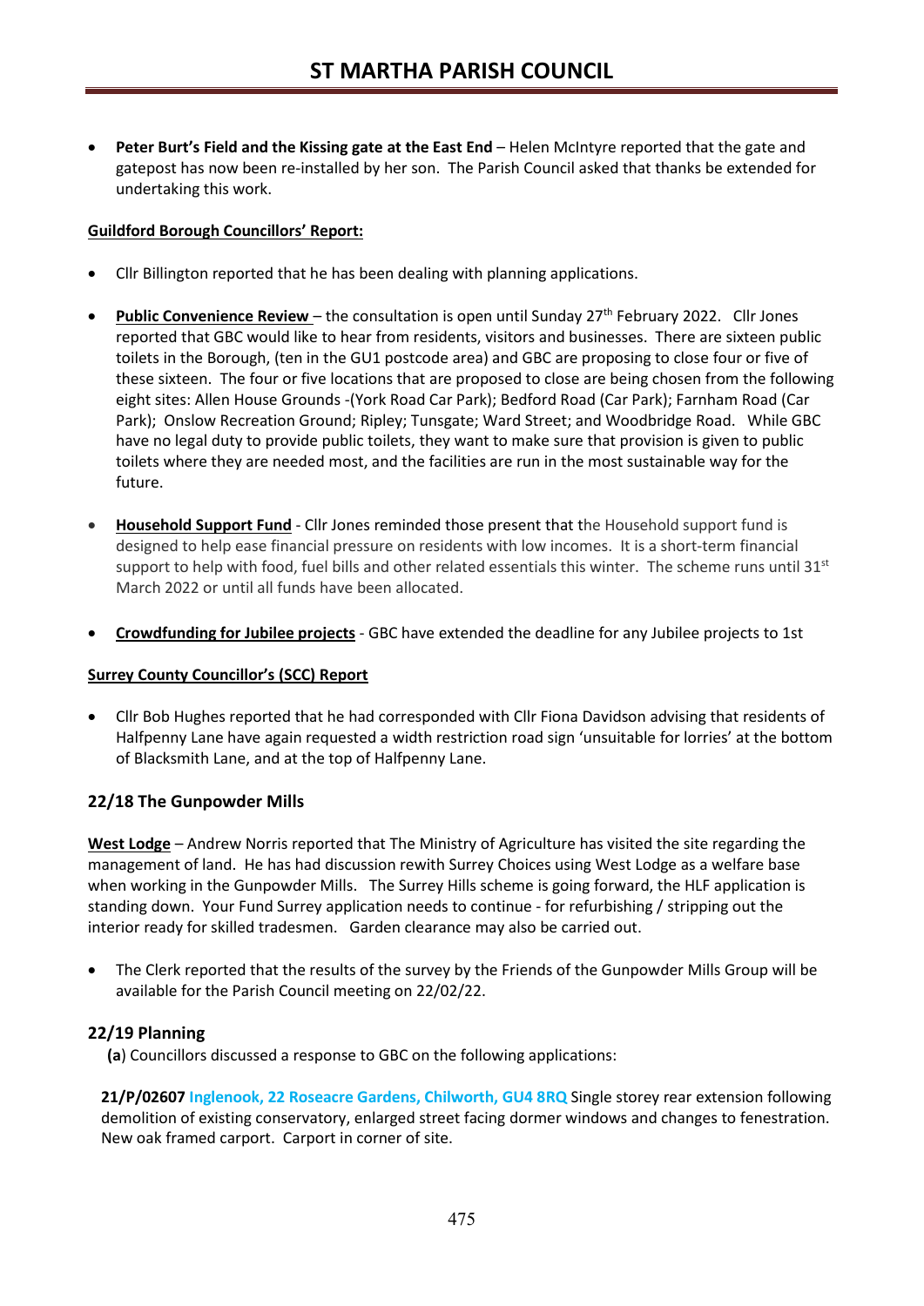- **Peter Burt's Field and the Kissing gate at the East End** – Helen McIntyre reported that the gate and gatepost has now been re-installed by her son. The Parish Council asked that thanks be extended for undertaking this work.

**Guildford Borough Councillors' Report:**

- Cllr Billington reported that he has been dealing with planning applications.

- **Public Convenience Review** – the consultation is open until Sunday 27th February 2022. Cllr Jones reported that GBC would like to hear from residents, visitors and businesses. There are sixteen public toilets in the Borough, (ten in the GU1 postcode area) and GBC are proposing to close four or five of these sixteen. The four or five locations that are proposed to close are being chosen from the following eight sites: Allen House Grounds -(York Road Car Park); Bedford Road (Car Park); Farnham Road (Car Park); Onslow Recreation Ground; Ripley; Tunsgate; Ward Street; and Woodbridge Road. While GBC have no legal duty to provide public toilets, they want to make sure that provision is given to public toilets where they are needed most, and the facilities are run in the most sustainable way for the future.

- **Household Support Fund** - Cllr Jones reminded those present that the Household support fund is designed to help ease financial pressure on residents with low incomes. It is a short-term financial support to help with food, fuel bills and other related essentials this winter. The scheme runs until 31st March 2022 or until all funds have been allocated.

- **Crowdfunding for Jubilee projects** - GBC have extended the deadline for any Jubilee projects to 1st

**Surrey County Councillor's (SCC) Report**

- Cllr Bob Hughes reported that he had corresponded with Cllr Fiona Davidson advising that residents of Halfpenny Lane have again requested a width restriction road sign 'unsuitable for lorries' at the bottom of Blacksmith Lane, and at the top of Halfpenny Lane.

### 22/18 The Gunpowder Mills

**West Lodge** – Andrew Norris reported that The Ministry of Agriculture has visited the site regarding the management of land. He has had discussion rewith Surrey Choices using West Lodge as a welfare base when working in the Gunpowder Mills. The Surrey Hills scheme is going forward, the HLF application is standing down. Your Fund Surrey application needs to continue - for refurbishing / stripping out the interior ready for skilled tradesmen. Garden clearance may also be carried out.

- The Clerk reported that the results of the survey by the Friends of the Gunpowder Mills Group will be available for the Parish Council meeting on 22/02/22.

### 22/19 Planning

**(a**) Councillors discussed a response to GBC on the following applications:

**21/P/02607** Inglenook, 22 Roseacre Gardens, Chilworth, GU4 8RQ Single storey rear extension following demolition of existing conservatory, enlarged street facing dormer windows and changes to fenestration. New oak framed carport. Carport in corner of site.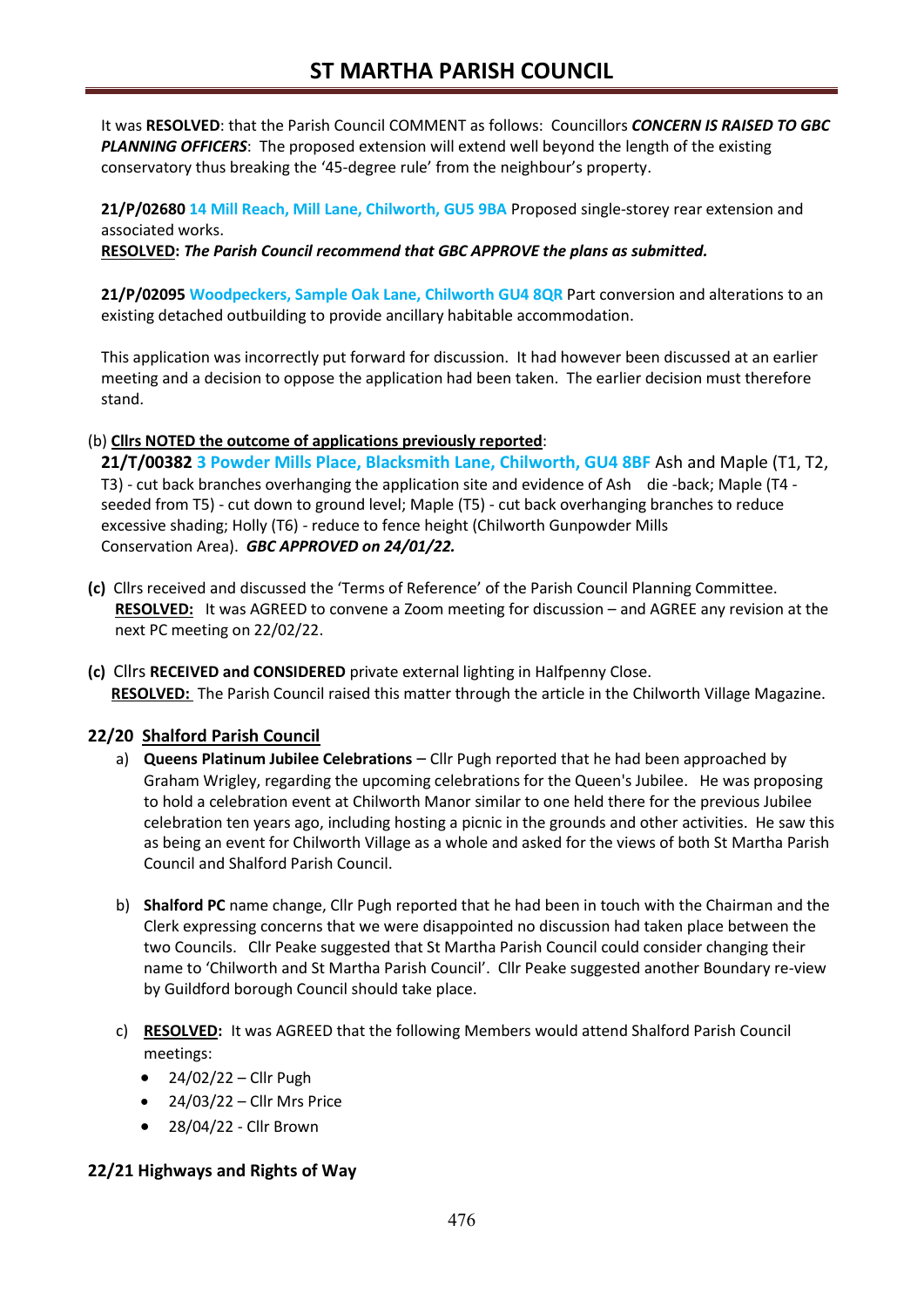It was **RESOLVED**: that the Parish Council COMMENT as follows: Councillors ***CONCERN IS RAISED TO GBC PLANNING OFFICERS***: The proposed extension will extend well beyond the length of the existing conservatory thus breaking the '45-degree rule' from the neighbour's property.

**21/P/02680** **14 Mill Reach, Mill Lane, Chilworth, GU5 9BA** Proposed single-storey rear extension and associated works.
**RESOLVED:** ***The Parish Council recommend that GBC APPROVE the plans as submitted.***

**21/P/02095** **Woodpeckers, Sample Oak Lane, Chilworth GU4 8QR** Part conversion and alterations to an existing detached outbuilding to provide ancillary habitable accommodation.

This application was incorrectly put forward for discussion. It had however been discussed at an earlier meeting and a decision to oppose the application had been taken. The earlier decision must therefore stand.

(b) **Cllrs NOTED the outcome of applications previously reported**:
**21/T/00382** **3 Powder Mills Place, Blacksmith Lane, Chilworth, GU4 8BF** Ash and Maple (T1, T2, T3) - cut back branches overhanging the application site and evidence of Ash die -back; Maple (T4 - seeded from T5) - cut down to ground level; Maple (T5) - cut back overhanging branches to reduce excessive shading; Holly (T6) - reduce to fence height (Chilworth Gunpowder Mills Conservation Area). ***GBC APPROVED on 24/01/22.***

**(c)** Cllrs received and discussed the 'Terms of Reference' of the Parish Council Planning Committee.
**RESOLVED:** It was AGREED to convene a Zoom meeting for discussion – and AGREE any revision at the next PC meeting on 22/02/22.

**(c)** Cllrs **RECEIVED and CONSIDERED** private external lighting in Halfpenny Close.
**RESOLVED:** The Parish Council raised this matter through the article in the Chilworth Village Magazine.

## 22/20 Shalford Parish Council

a) **Queens Platinum Jubilee Celebrations** – Cllr Pugh reported that he had been approached by Graham Wrigley, regarding the upcoming celebrations for the Queen's Jubilee. He was proposing to hold a celebration event at Chilworth Manor similar to one held there for the previous Jubilee celebration ten years ago, including hosting a picnic in the grounds and other activities. He saw this as being an event for Chilworth Village as a whole and asked for the views of both St Martha Parish Council and Shalford Parish Council.

b) **Shalford PC** name change, Cllr Pugh reported that he had been in touch with the Chairman and the Clerk expressing concerns that we were disappointed no discussion had taken place between the two Councils. Cllr Peake suggested that St Martha Parish Council could consider changing their name to 'Chilworth and St Martha Parish Council'. Cllr Peake suggested another Boundary re-view by Guildford borough Council should take place.

c) **RESOLVED:** It was AGREED that the following Members would attend Shalford Parish Council meetings:
   - 24/02/22 – Cllr Pugh
   - 24/03/22 – Cllr Mrs Price
   - 28/04/22 - Cllr Brown

## 22/21 Highways and Rights of Way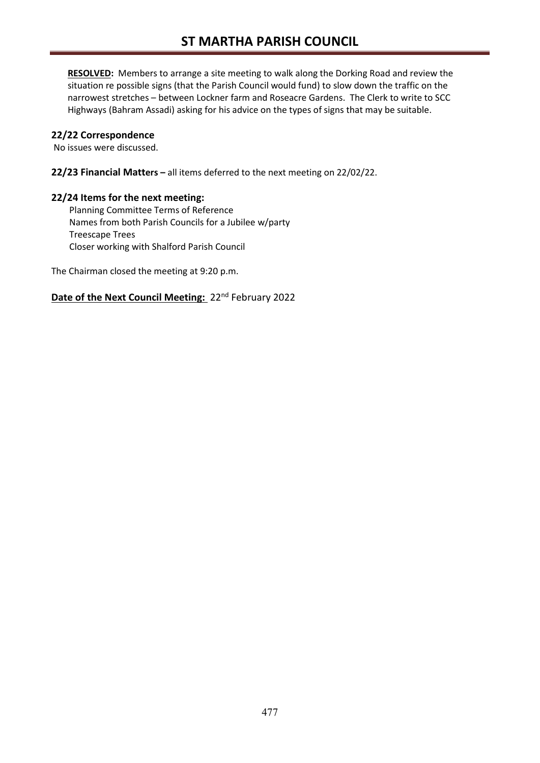**RESOLVED:** Members to arrange a site meeting to walk along the Dorking Road and review the situation re possible signs (that the Parish Council would fund) to slow down the traffic on the narrowest stretches – between Lockner farm and Roseacre Gardens. The Clerk to write to SCC Highways (Bahram Assadi) asking for his advice on the types of signs that may be suitable.

### 22/22 Correspondence

No issues were discussed.

**22/23 Financial Matters –** all items deferred to the next meeting on 22/02/22.

### 22/24 Items for the next meeting:

Planning Committee Terms of Reference
Names from both Parish Councils for a Jubilee w/party
Treescape Trees
Closer working with Shalford Parish Council

The Chairman closed the meeting at 9:20 p.m.

**Date of the Next Council Meeting:** 22nd February 2022